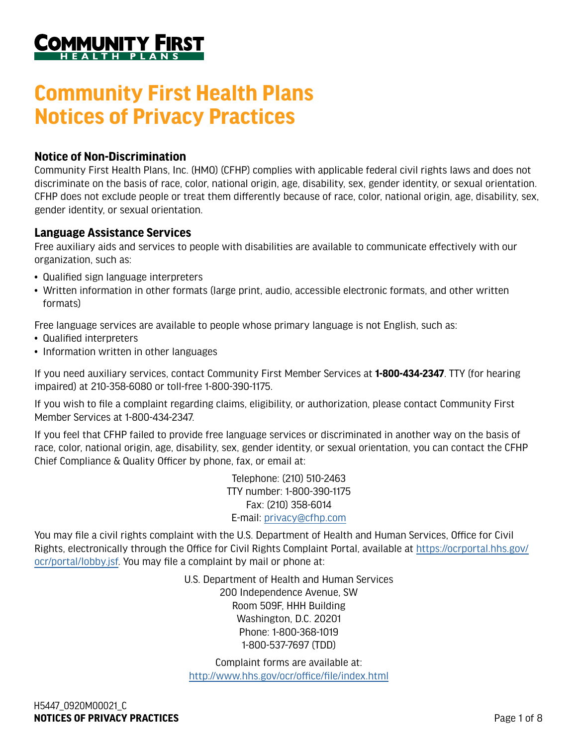# Community First Health Plans Notices of Privacy Practices

## Notice of Non-Discrimination

Community First Health Plans, Inc. (HMO) (CFHP) complies with applicable federal civil rights laws and does not discriminate on the basis of race, color, national origin, age, disability, sex, gender identity, or sexual orientation. CFHP does not exclude people or treat them differently because of race, color, national origin, age, disability, sex, gender identity, or sexual orientation.

## Language Assistance Services

Free auxiliary aids and services to people with disabilities are available to communicate effectively with our organization, such as:

- Qualified sign language interpreters
- Written information in other formats (large print, audio, accessible electronic formats, and other written formats)

Free language services are available to people whose primary language is not English, such as:

- Qualified interpreters
- Information written in other languages

If you need auxiliary services, contact Community First Member Services at **1-800-434-2347**. TTY (for hearing impaired) at 210-358-6080 or toll-free 1-800-390-1175.

If you wish to file a complaint regarding claims, eligibility, or authorization, please contact Community First Member Services at 1-800-434-2347.

If you feel that CFHP failed to provide free language services or discriminated in another way on the basis of race, color, national origin, age, disability, sex, gender identity, or sexual orientation, you can contact the CFHP Chief Compliance & Quality Officer by phone, fax, or email at:

Telephone: (210) 510-2463
TTY number: 1-800-390-1175
Fax: (210) 358-6014
E-mail: privacy@cfhp.com

You may file a civil rights complaint with the U.S. Department of Health and Human Services, Office for Civil Rights, electronically through the Office for Civil Rights Complaint Portal, available at https://ocrportal.hhs.gov/ocr/portal/lobby.jsf. You may file a complaint by mail or phone at:

U.S. Department of Health and Human Services
200 Independence Avenue, SW
Room 509F, HHH Building
Washington, D.C. 20201
Phone: 1-800-368-1019
1-800-537-7697 (TDD)

Complaint forms are available at:
http://www.hhs.gov/ocr/office/file/index.html

H5447_0920M00021_C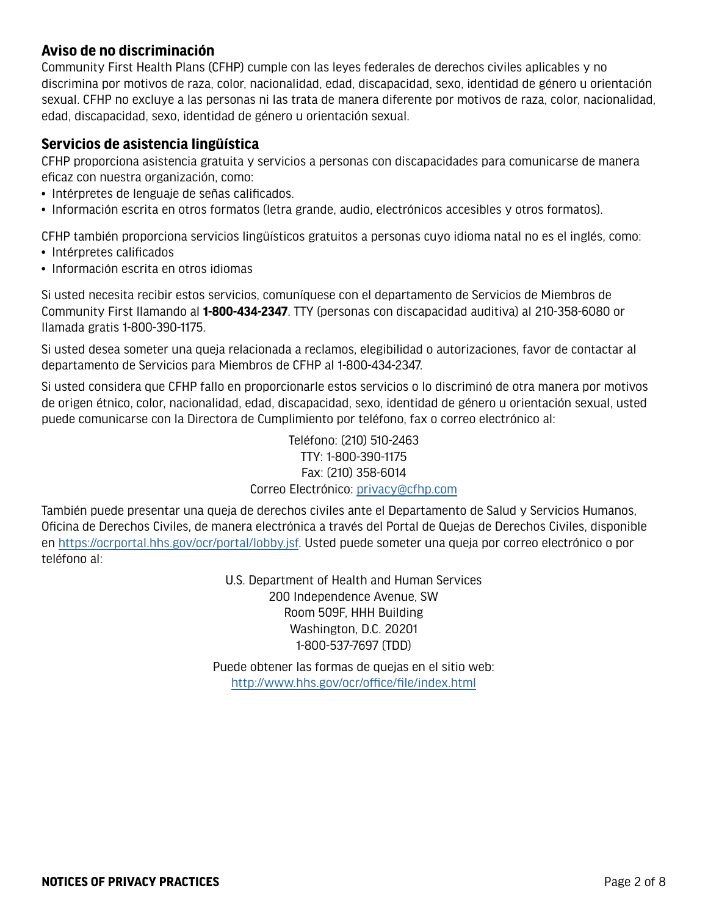## Aviso de no discriminación

Community First Health Plans (CFHP) cumple con las leyes federales de derechos civiles aplicables y no discrimina por motivos de raza, color, nacionalidad, edad, discapacidad, sexo, identidad de género u orientación sexual. CFHP no excluye a las personas ni las trata de manera diferente por motivos de raza, color, nacionalidad, edad, discapacidad, sexo, identidad de género u orientación sexual.

## Servicios de asistencia lingüística

CFHP proporciona asistencia gratuita y servicios a personas con discapacidades para comunicarse de manera eficaz con nuestra organización, como:

- Intérpretes de lenguaje de señas calificados.
- Información escrita en otros formatos (letra grande, audio, electrónicos accesibles y otros formatos).

CFHP también proporciona servicios lingüísticos gratuitos a personas cuyo idioma natal no es el inglés, como:

- Intérpretes calificados
- Información escrita en otros idiomas

Si usted necesita recibir estos servicios, comuníquese con el departamento de Servicios de Miembros de Community First llamando al **1-800-434-2347**. TTY (personas con discapacidad auditiva) al 210-358-6080 or llamada gratis 1-800-390-1175.

Si usted desea someter una queja relacionada a reclamos, elegibilidad o autorizaciones, favor de contactar al departamento de Servicios para Miembros de CFHP al 1-800-434-2347.

Si usted considera que CFHP fallo en proporcionarle estos servicios o lo discriminó de otra manera por motivos de origen étnico, color, nacionalidad, edad, discapacidad, sexo, identidad de género u orientación sexual, usted puede comunicarse con la Directora de Cumplimiento por teléfono, fax o correo electrónico al:

Teléfono: (210) 510-2463
TTY: 1-800-390-1175
Fax: (210) 358-6014
Correo Electrónico: privacy@cfhp.com

También puede presentar una queja de derechos civiles ante el Departamento de Salud y Servicios Humanos, Oficina de Derechos Civiles, de manera electrónica a través del Portal de Quejas de Derechos Civiles, disponible en https://ocrportal.hhs.gov/ocr/portal/lobby.jsf. Usted puede someter una queja por correo electrónico o por teléfono al:

U.S. Department of Health and Human Services
200 Independence Avenue, SW
Room 509F, HHH Building
Washington, D.C. 20201
1-800-537-7697 (TDD)

Puede obtener las formas de quejas en el sitio web:
http://www.hhs.gov/ocr/office/file/index.html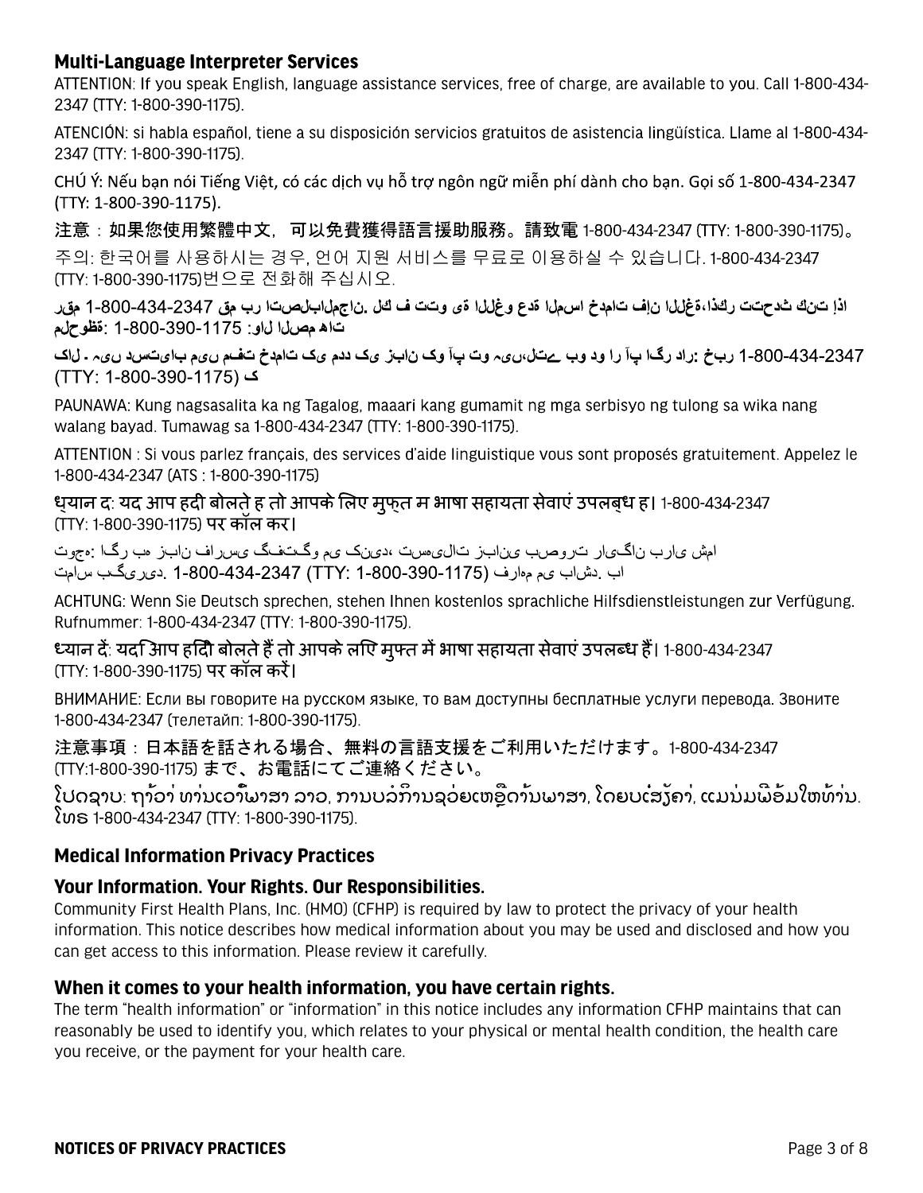## Multi-Language Interpreter Services

ATTENTION: If you speak English, language assistance services, free of charge, are available to you. Call 1-800-434-2347 (TTY: 1-800-390-1175).

ATENCIÓN: si habla español, tiene a su disposición servicios gratuitos de asistencia lingüística. Llame al 1-800-434-2347 (TTY: 1-800-390-1175).

CHÚ Ý: Nếu bạn nói Tiếng Việt, có các dịch vụ hỗ trợ ngôn ngữ miễn phí dành cho bạn. Gọi số 1-800-434-2347 (TTY: 1-800-390-1175).

注意：如果您使用繁體中文，可以免費獲得語言援助服務。請致電 1-800-434-2347 (TTY: 1-800-390-1175)。

주의: 한국어를 사용하시는 경우, 언어 지원 서비스를 무료로 이용하실 수 있습니다. 1-800-434-2347 (TTY: 1-800-390-1175)번으로 전화해 주십시오.

ملحوظة: إذا كنت تتحدث اذكر اللغة، فإن خدمات المساعدة اللغوية تتوافر لك بالمجان. اتصل برقم 1-800-434-2347 رقم هاتف الصم والبكم: 1-800-390-1175

خبردار: اگر آپ اردو بولتے ہیں، تو آپ کو زبان کی مدد کی خدمات مفت میں دستیاب ہیں ۔ کال کریں (TTY: 1-800-390-1175) 1-800-434-2347

PAUNAWA: Kung nagsasalita ka ng Tagalog, maaari kang gumamit ng mga serbisyo ng tulong sa wika nang walang bayad. Tumawag sa 1-800-434-2347 (TTY: 1-800-390-1175).

ATTENTION : Si vous parlez français, des services d'aide linguistique vous sont proposés gratuitement. Appelez le 1-800-434-2347 (ATS : 1-800-390-1175)

ध्यान द: यद आप हदी बोलते ह तो आपके लिए मुफ्त म भाषा सहायता सेवाएं उपलब्ध ह। 1-800-434-2347 (TTY: 1-800-390-1175) पर कॉल कर।

توجه: اگر به زبان فارسی گفتگو می کنید، تسهیلات زبانی بصورت رایگان برای شما فراهم می باشد. با 1-800-434-2347 (TTY: 1-800-390-1175) تماس بگیرید.

ACHTUNG: Wenn Sie Deutsch sprechen, stehen Ihnen kostenlos sprachliche Hilfsdienstleistungen zur Verfügung. Rufnummer: 1-800-434-2347 (TTY: 1-800-390-1175).

ध्यान दें: यदि आप हिंदी बोलते हैं तो आपके लिए मुफ्त में भाषा सहायता सेवाएं उपलब्ध हैं। 1-800-434-2347 (TTY: 1-800-390-1175) पर कॉल करें।

ВНИМАНИЕ: Если вы говорите на русском языке, то вам доступны бесплатные услуги перевода. Звоните 1-800-434-2347 (телетайп: 1-800-390-1175).

注意事項：日本語を話される場合、無料の言語支援をご利用いただけます。1-800-434-2347 (TTY:1-800-390-1175) まで、お電話にてご連絡ください。

ໂປດຊາບ: ຖ້າວ່າ ທ່ານເວົ້າພາສາ ລາວ, ການບໍລິການຊ່ວຍເຫຼືອດ້ານພາສາ, ໂດຍບໍ່ເສັຽຄ່າ, ແມ່ນມີພ້ອມໃຫ້ທ່ານ. ໂທຣ 1-800-434-2347 (TTY: 1-800-390-1175).

## Medical Information Privacy Practices

### Your Information. Your Rights. Our Responsibilities.

Community First Health Plans, Inc. (HMO) (CFHP) is required by law to protect the privacy of your health information. This notice describes how medical information about you may be used and disclosed and how you can get access to this information. Please review it carefully.

### When it comes to your health information, you have certain rights.

The term "health information" or "information" in this notice includes any information CFHP maintains that can reasonably be used to identify you, which relates to your physical or mental health condition, the health care you receive, or the payment for your health care.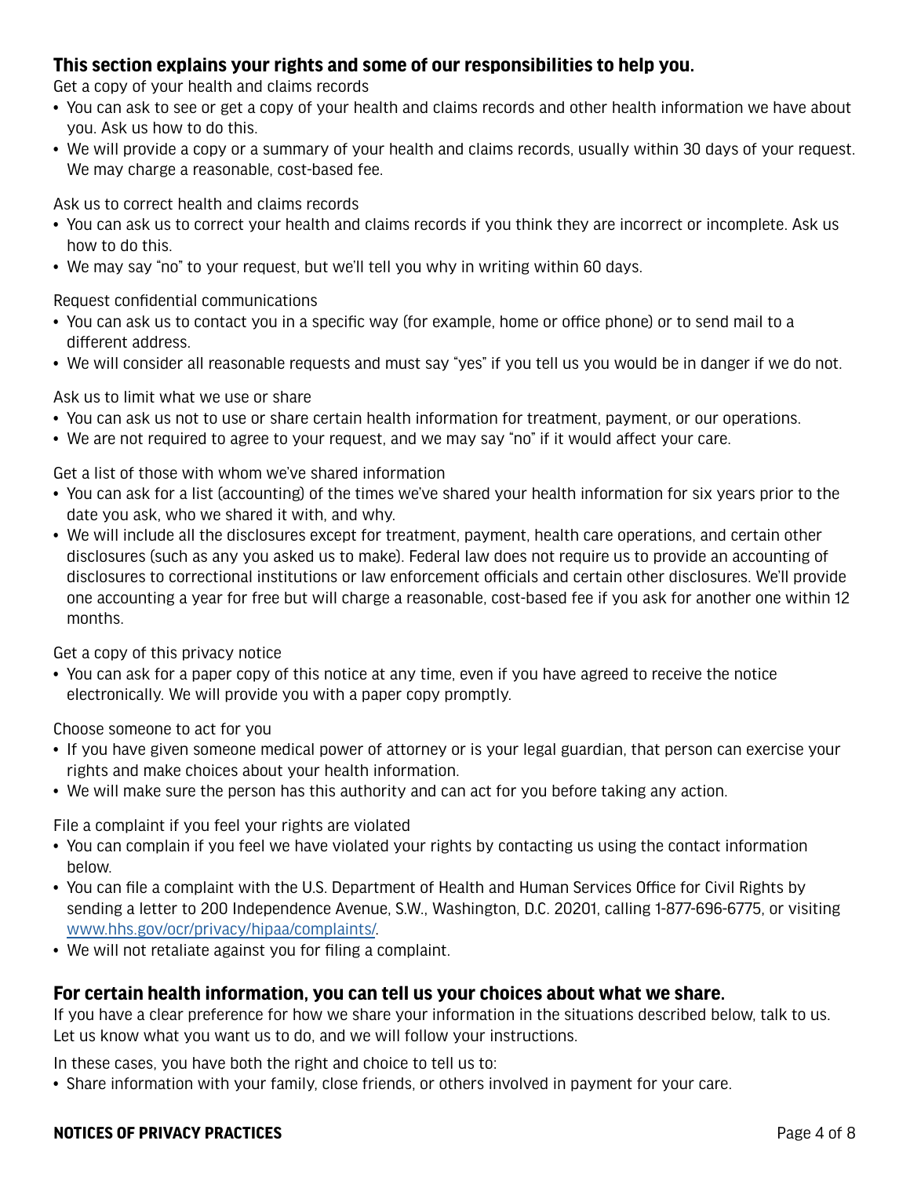## This section explains your rights and some of our responsibilities to help you.

Get a copy of your health and claims records

- You can ask to see or get a copy of your health and claims records and other health information we have about you. Ask us how to do this.
- We will provide a copy or a summary of your health and claims records, usually within 30 days of your request. We may charge a reasonable, cost-based fee.

Ask us to correct health and claims records

- You can ask us to correct your health and claims records if you think they are incorrect or incomplete. Ask us how to do this.
- We may say "no" to your request, but we'll tell you why in writing within 60 days.

Request confidential communications

- You can ask us to contact you in a specific way (for example, home or office phone) or to send mail to a different address.
- We will consider all reasonable requests and must say "yes" if you tell us you would be in danger if we do not.

Ask us to limit what we use or share

- You can ask us not to use or share certain health information for treatment, payment, or our operations.
- We are not required to agree to your request, and we may say "no" if it would affect your care.

Get a list of those with whom we've shared information

- You can ask for a list (accounting) of the times we've shared your health information for six years prior to the date you ask, who we shared it with, and why.
- We will include all the disclosures except for treatment, payment, health care operations, and certain other disclosures (such as any you asked us to make). Federal law does not require us to provide an accounting of disclosures to correctional institutions or law enforcement officials and certain other disclosures. We'll provide one accounting a year for free but will charge a reasonable, cost-based fee if you ask for another one within 12 months.

Get a copy of this privacy notice

- You can ask for a paper copy of this notice at any time, even if you have agreed to receive the notice electronically. We will provide you with a paper copy promptly.

Choose someone to act for you

- If you have given someone medical power of attorney or is your legal guardian, that person can exercise your rights and make choices about your health information.
- We will make sure the person has this authority and can act for you before taking any action.

File a complaint if you feel your rights are violated

- You can complain if you feel we have violated your rights by contacting us using the contact information below.
- You can file a complaint with the U.S. Department of Health and Human Services Office for Civil Rights by sending a letter to 200 Independence Avenue, S.W., Washington, D.C. 20201, calling 1-877-696-6775, or visiting [www.hhs.gov/ocr/privacy/hipaa/complaints/](http://www.hhs.gov/ocr/privacy/hipaa/complaints/).
- We will not retaliate against you for filing a complaint.

## For certain health information, you can tell us your choices about what we share.

If you have a clear preference for how we share your information in the situations described below, talk to us. Let us know what you want us to do, and we will follow your instructions.

In these cases, you have both the right and choice to tell us to:

- Share information with your family, close friends, or others involved in payment for your care.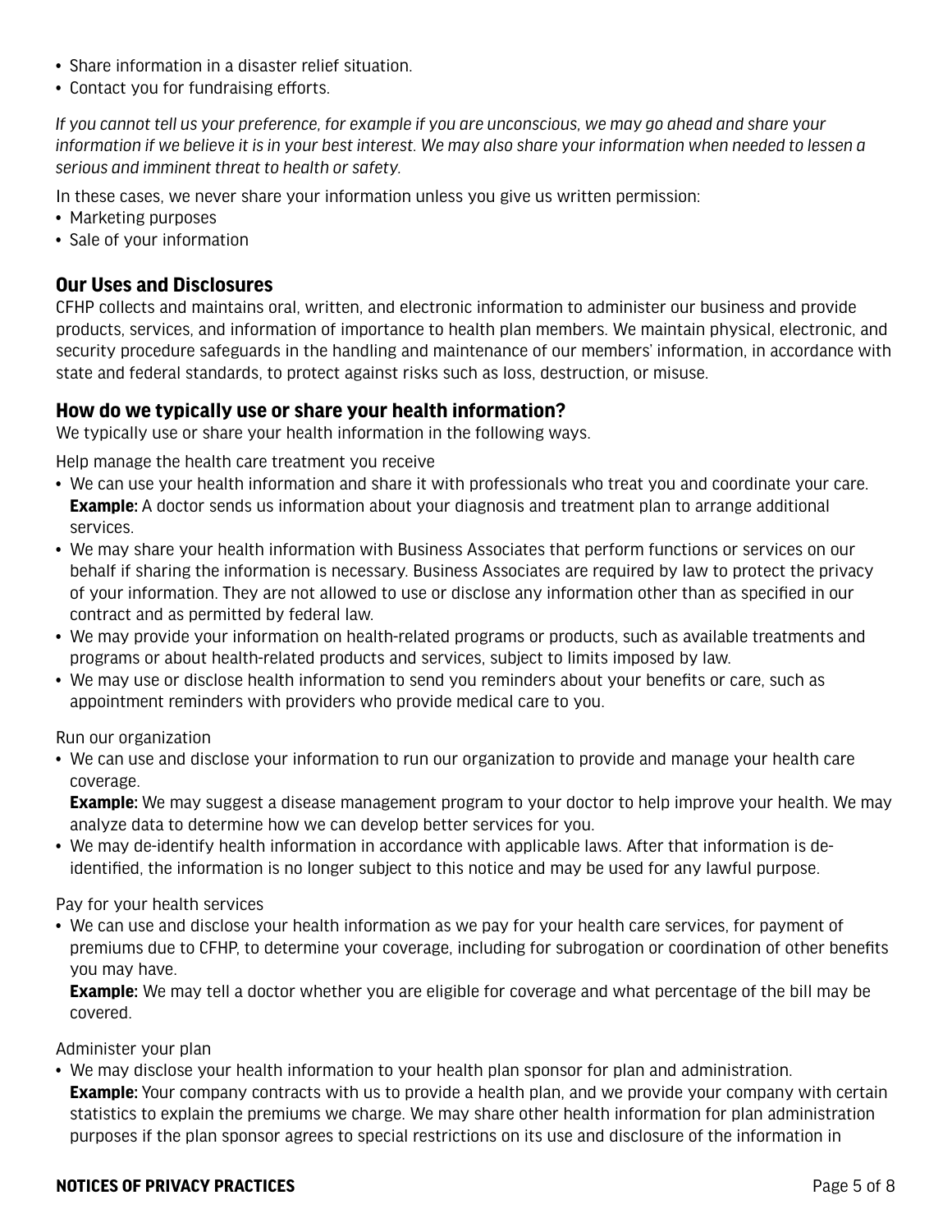- Share information in a disaster relief situation.
- Contact you for fundraising efforts.

*If you cannot tell us your preference, for example if you are unconscious, we may go ahead and share your information if we believe it is in your best interest. We may also share your information when needed to lessen a serious and imminent threat to health or safety.*

In these cases, we never share your information unless you give us written permission:

- Marketing purposes
- Sale of your information

## Our Uses and Disclosures

CFHP collects and maintains oral, written, and electronic information to administer our business and provide products, services, and information of importance to health plan members. We maintain physical, electronic, and security procedure safeguards in the handling and maintenance of our members' information, in accordance with state and federal standards, to protect against risks such as loss, destruction, or misuse.

## How do we typically use or share your health information?

We typically use or share your health information in the following ways.

Help manage the health care treatment you receive

- We can use your health information and share it with professionals who treat you and coordinate your care. **Example:** A doctor sends us information about your diagnosis and treatment plan to arrange additional services.
- We may share your health information with Business Associates that perform functions or services on our behalf if sharing the information is necessary. Business Associates are required by law to protect the privacy of your information. They are not allowed to use or disclose any information other than as specified in our contract and as permitted by federal law.
- We may provide your information on health-related programs or products, such as available treatments and programs or about health-related products and services, subject to limits imposed by law.
- We may use or disclose health information to send you reminders about your benefits or care, such as appointment reminders with providers who provide medical care to you.

Run our organization

- We can use and disclose your information to run our organization to provide and manage your health care coverage.
  **Example:** We may suggest a disease management program to your doctor to help improve your health. We may analyze data to determine how we can develop better services for you.
- We may de-identify health information in accordance with applicable laws. After that information is de-identified, the information is no longer subject to this notice and may be used for any lawful purpose.

Pay for your health services

- We can use and disclose your health information as we pay for your health care services, for payment of premiums due to CFHP, to determine your coverage, including for subrogation or coordination of other benefits you may have.
  **Example:** We may tell a doctor whether you are eligible for coverage and what percentage of the bill may be covered.

Administer your plan

- We may disclose your health information to your health plan sponsor for plan and administration.
  **Example:** Your company contracts with us to provide a health plan, and we provide your company with certain statistics to explain the premiums we charge. We may share other health information for plan administration purposes if the plan sponsor agrees to special restrictions on its use and disclosure of the information in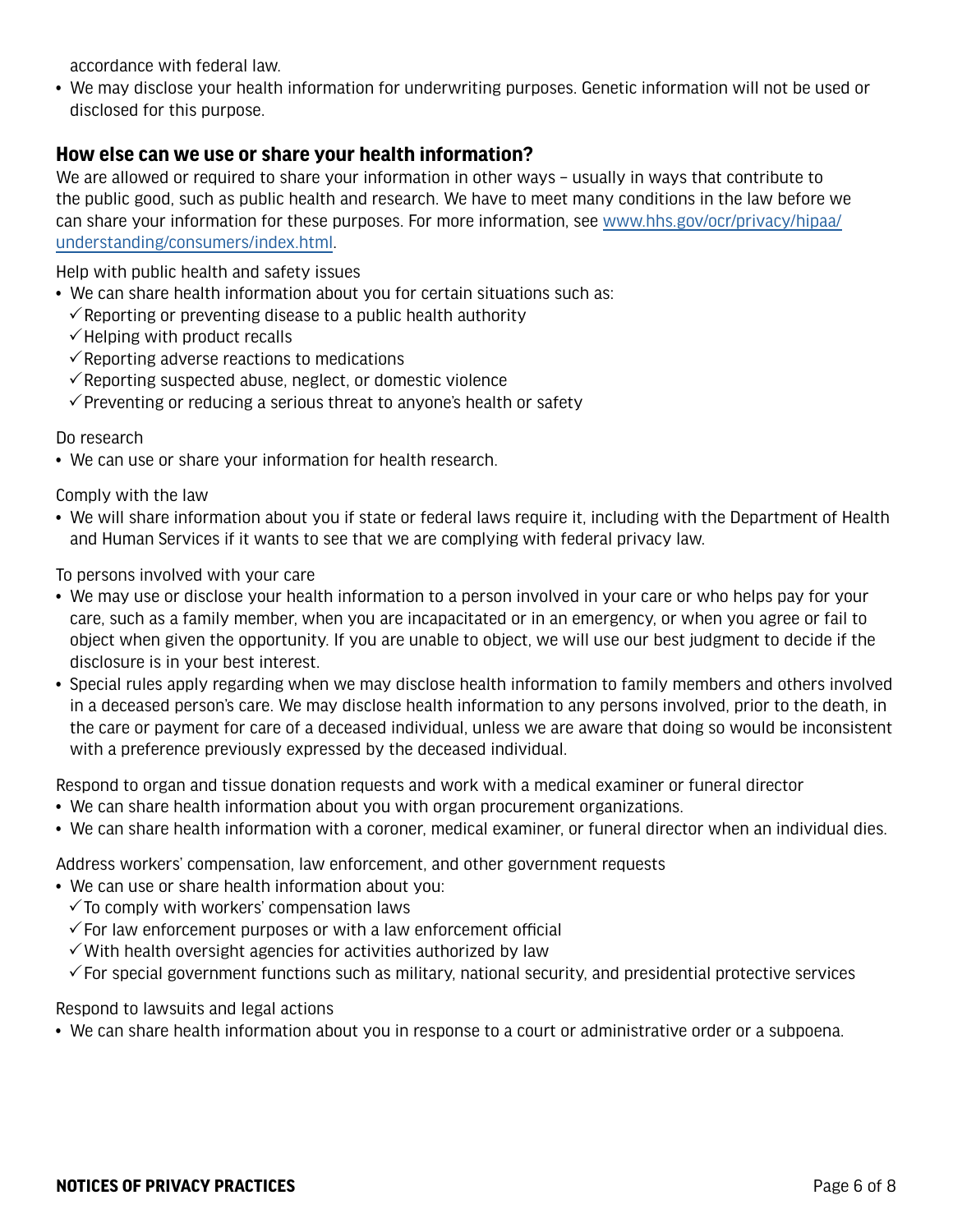accordance with federal law.

- We may disclose your health information for underwriting purposes. Genetic information will not be used or disclosed for this purpose.

## How else can we use or share your health information?

We are allowed or required to share your information in other ways – usually in ways that contribute to the public good, such as public health and research. We have to meet many conditions in the law before we can share your information for these purposes. For more information, see [www.hhs.gov/ocr/privacy/hipaa/understanding/consumers/index.html](www.hhs.gov/ocr/privacy/hipaa/understanding/consumers/index.html).

Help with public health and safety issues

- We can share health information about you for certain situations such as:
  - ✓ Reporting or preventing disease to a public health authority
  - ✓ Helping with product recalls
  - ✓ Reporting adverse reactions to medications
  - ✓ Reporting suspected abuse, neglect, or domestic violence
  - ✓ Preventing or reducing a serious threat to anyone's health or safety

Do research

- We can use or share your information for health research.

Comply with the law

- We will share information about you if state or federal laws require it, including with the Department of Health and Human Services if it wants to see that we are complying with federal privacy law.

To persons involved with your care

- We may use or disclose your health information to a person involved in your care or who helps pay for your care, such as a family member, when you are incapacitated or in an emergency, or when you agree or fail to object when given the opportunity. If you are unable to object, we will use our best judgment to decide if the disclosure is in your best interest.
- Special rules apply regarding when we may disclose health information to family members and others involved in a deceased person's care. We may disclose health information to any persons involved, prior to the death, in the care or payment for care of a deceased individual, unless we are aware that doing so would be inconsistent with a preference previously expressed by the deceased individual.

Respond to organ and tissue donation requests and work with a medical examiner or funeral director

- We can share health information about you with organ procurement organizations.
- We can share health information with a coroner, medical examiner, or funeral director when an individual dies.

Address workers' compensation, law enforcement, and other government requests

- We can use or share health information about you:
  - ✓ To comply with workers' compensation laws
  - ✓ For law enforcement purposes or with a law enforcement official
  - ✓ With health oversight agencies for activities authorized by law
  - ✓ For special government functions such as military, national security, and presidential protective services

Respond to lawsuits and legal actions

- We can share health information about you in response to a court or administrative order or a subpoena.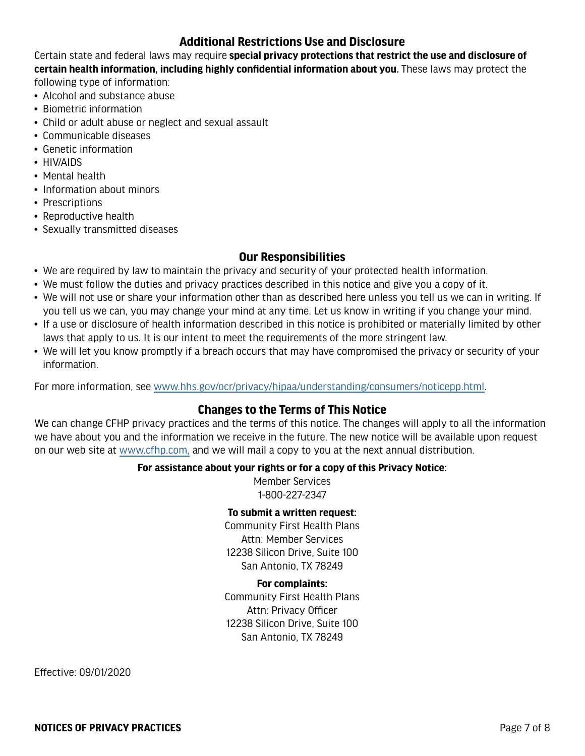## Additional Restrictions Use and Disclosure

Certain state and federal laws may require **special privacy protections that restrict the use and disclosure of certain health information, including highly confidential information about you.** These laws may protect the following type of information:

- Alcohol and substance abuse
- Biometric information
- Child or adult abuse or neglect and sexual assault
- Communicable diseases
- Genetic information
- HIV/AIDS
- Mental health
- Information about minors
- Prescriptions
- Reproductive health
- Sexually transmitted diseases

## Our Responsibilities

- We are required by law to maintain the privacy and security of your protected health information.
- We must follow the duties and privacy practices described in this notice and give you a copy of it.
- We will not use or share your information other than as described here unless you tell us we can in writing. If you tell us we can, you may change your mind at any time. Let us know in writing if you change your mind.
- If a use or disclosure of health information described in this notice is prohibited or materially limited by other laws that apply to us. It is our intent to meet the requirements of the more stringent law.
- We will let you know promptly if a breach occurs that may have compromised the privacy or security of your information.

For more information, see www.hhs.gov/ocr/privacy/hipaa/understanding/consumers/noticepp.html.

## Changes to the Terms of This Notice

We can change CFHP privacy practices and the terms of this notice. The changes will apply to all the information we have about you and the information we receive in the future. The new notice will be available upon request on our web site at www.cfhp.com, and we will mail a copy to you at the next annual distribution.

**For assistance about your rights or for a copy of this Privacy Notice:**

Member Services
1-800-227-2347

**To submit a written request:**

Community First Health Plans
Attn: Member Services
12238 Silicon Drive, Suite 100
San Antonio, TX 78249

**For complaints:**

Community First Health Plans
Attn: Privacy Officer
12238 Silicon Drive, Suite 100
San Antonio, TX 78249

Effective: 09/01/2020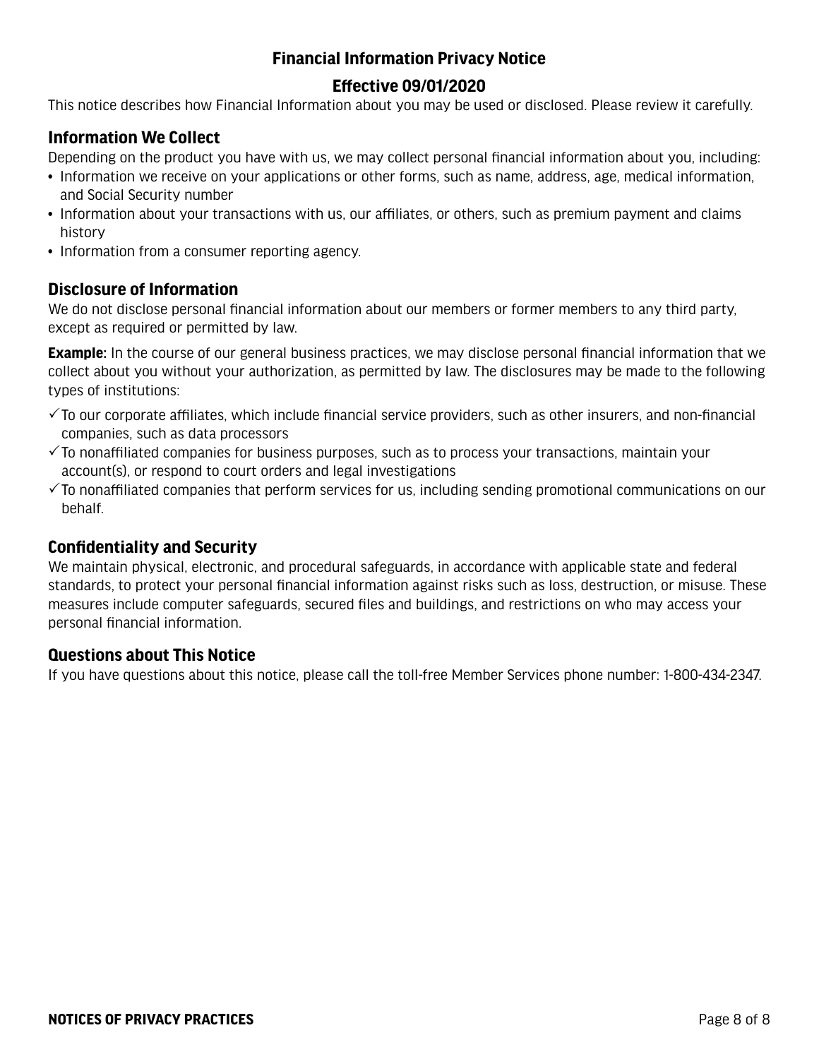# Financial Information Privacy Notice

## Effective 09/01/2020

This notice describes how Financial Information about you may be used or disclosed. Please review it carefully.

### Information We Collect

Depending on the product you have with us, we may collect personal financial information about you, including:

- Information we receive on your applications or other forms, such as name, address, age, medical information, and Social Security number
- Information about your transactions with us, our affiliates, or others, such as premium payment and claims history
- Information from a consumer reporting agency.

### Disclosure of Information

We do not disclose personal financial information about our members or former members to any third party, except as required or permitted by law.

**Example:** In the course of our general business practices, we may disclose personal financial information that we collect about you without your authorization, as permitted by law. The disclosures may be made to the following types of institutions:

- ✓ To our corporate affiliates, which include financial service providers, such as other insurers, and non-financial companies, such as data processors
- ✓ To nonaffiliated companies for business purposes, such as to process your transactions, maintain your account(s), or respond to court orders and legal investigations
- ✓ To nonaffiliated companies that perform services for us, including sending promotional communications on our behalf.

### Confidentiality and Security

We maintain physical, electronic, and procedural safeguards, in accordance with applicable state and federal standards, to protect your personal financial information against risks such as loss, destruction, or misuse. These measures include computer safeguards, secured files and buildings, and restrictions on who may access your personal financial information.

### Questions about This Notice

If you have questions about this notice, please call the toll-free Member Services phone number: 1-800-434-2347.